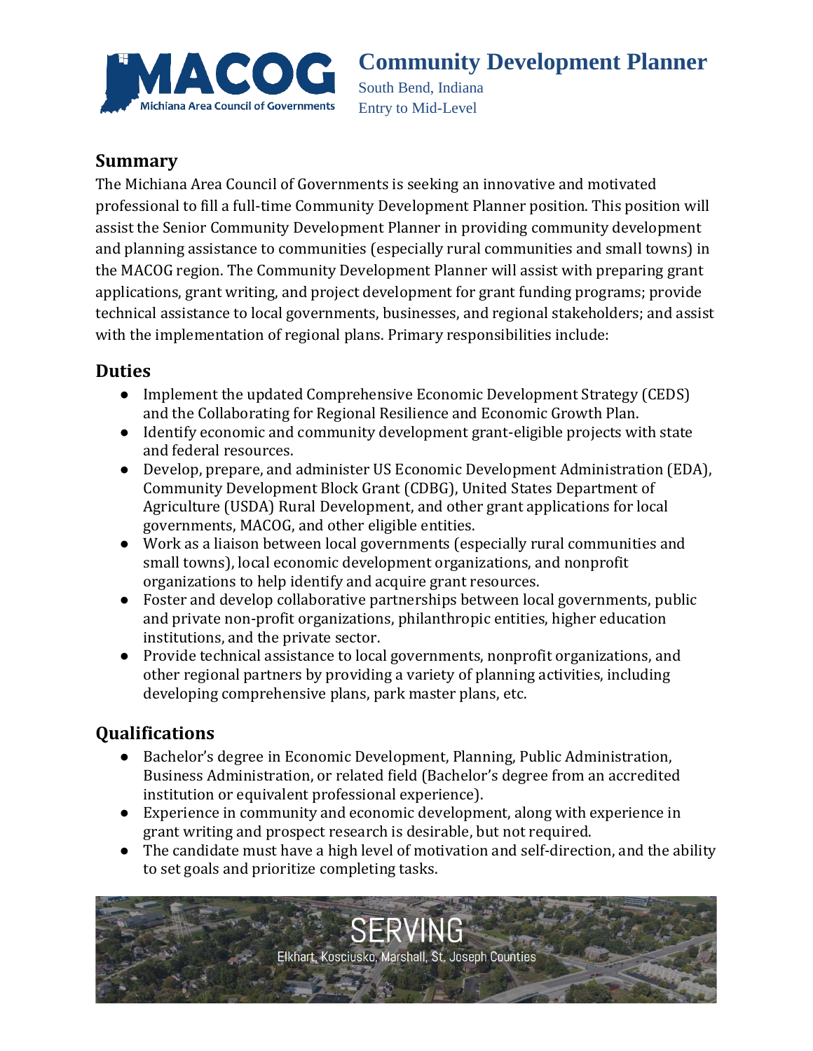# Community Development Planner

South Bend, Indiana
Entry to Mid-Level

## Summary

The Michiana Area Council of Governments is seeking an innovative and motivated professional to fill a full-time Community Development Planner position. This position will assist the Senior Community Development Planner in providing community development and planning assistance to communities (especially rural communities and small towns) in the MACOG region. The Community Development Planner will assist with preparing grant applications, grant writing, and project development for grant funding programs; provide technical assistance to local governments, businesses, and regional stakeholders; and assist with the implementation of regional plans. Primary responsibilities include:

## Duties

- Implement the updated Comprehensive Economic Development Strategy (CEDS) and the Collaborating for Regional Resilience and Economic Growth Plan.
- Identify economic and community development grant-eligible projects with state and federal resources.
- Develop, prepare, and administer US Economic Development Administration (EDA), Community Development Block Grant (CDBG), United States Department of Agriculture (USDA) Rural Development, and other grant applications for local governments, MACOG, and other eligible entities.
- Work as a liaison between local governments (especially rural communities and small towns), local economic development organizations, and nonprofit organizations to help identify and acquire grant resources.
- Foster and develop collaborative partnerships between local governments, public and private non-profit organizations, philanthropic entities, higher education institutions, and the private sector.
- Provide technical assistance to local governments, nonprofit organizations, and other regional partners by providing a variety of planning activities, including developing comprehensive plans, park master plans, etc.

## Qualifications

- Bachelor's degree in Economic Development, Planning, Public Administration, Business Administration, or related field (Bachelor's degree from an accredited institution or equivalent professional experience).
- Experience in community and economic development, along with experience in grant writing and prospect research is desirable, but not required.
- The candidate must have a high level of motivation and self-direction, and the ability to set goals and prioritize completing tasks.

SERVING
Elkhart, Kosciusko, Marshall, St. Joseph Counties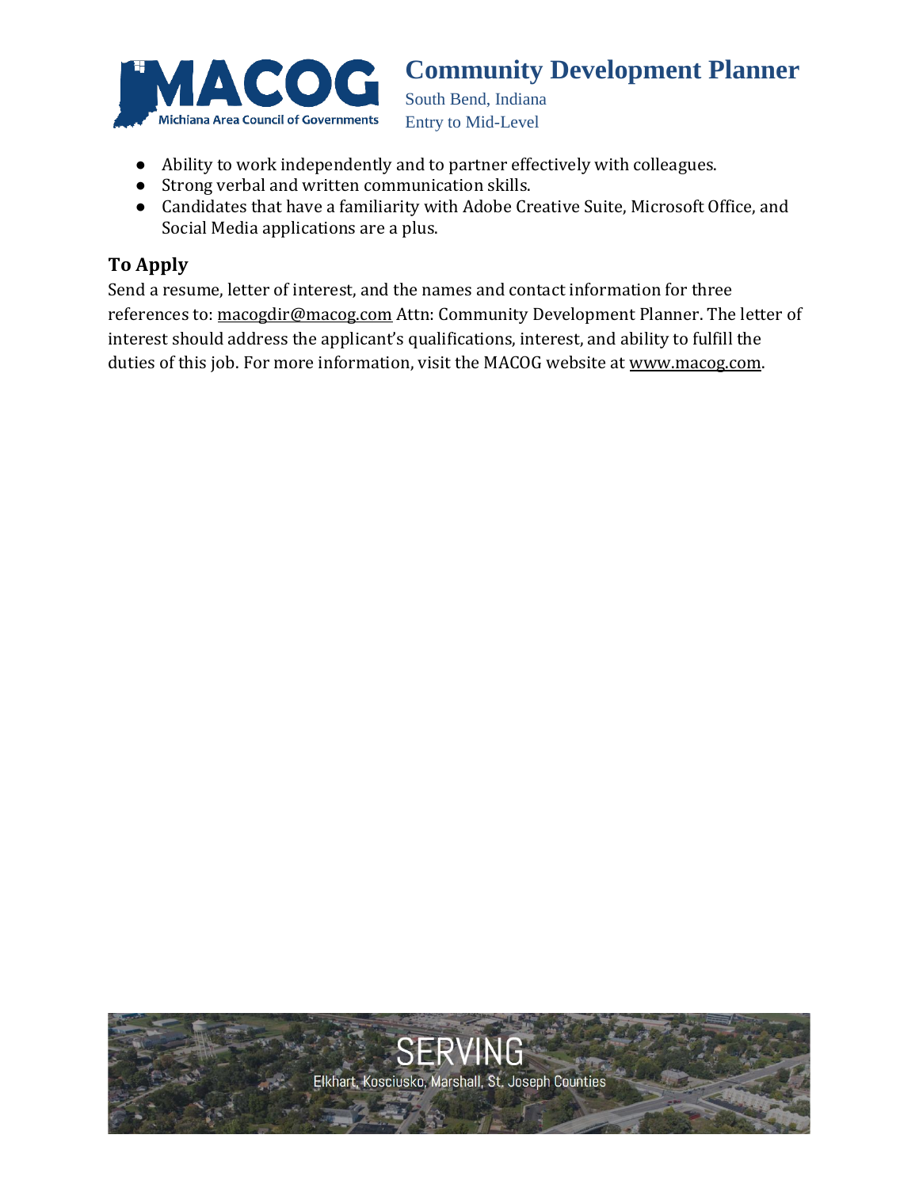- Ability to work independently and to partner effectively with colleagues.
- Strong verbal and written communication skills.
- Candidates that have a familiarity with Adobe Creative Suite, Microsoft Office, and Social Media applications are a plus.

### To Apply

Send a resume, letter of interest, and the names and contact information for three references to: macogdir@macog.com Attn: Community Development Planner. The letter of interest should address the applicant's qualifications, interest, and ability to fulfill the duties of this job. For more information, visit the MACOG website at www.macog.com.

SERVING

Elkhart, Kosciusko, Marshall, St. Joseph Counties